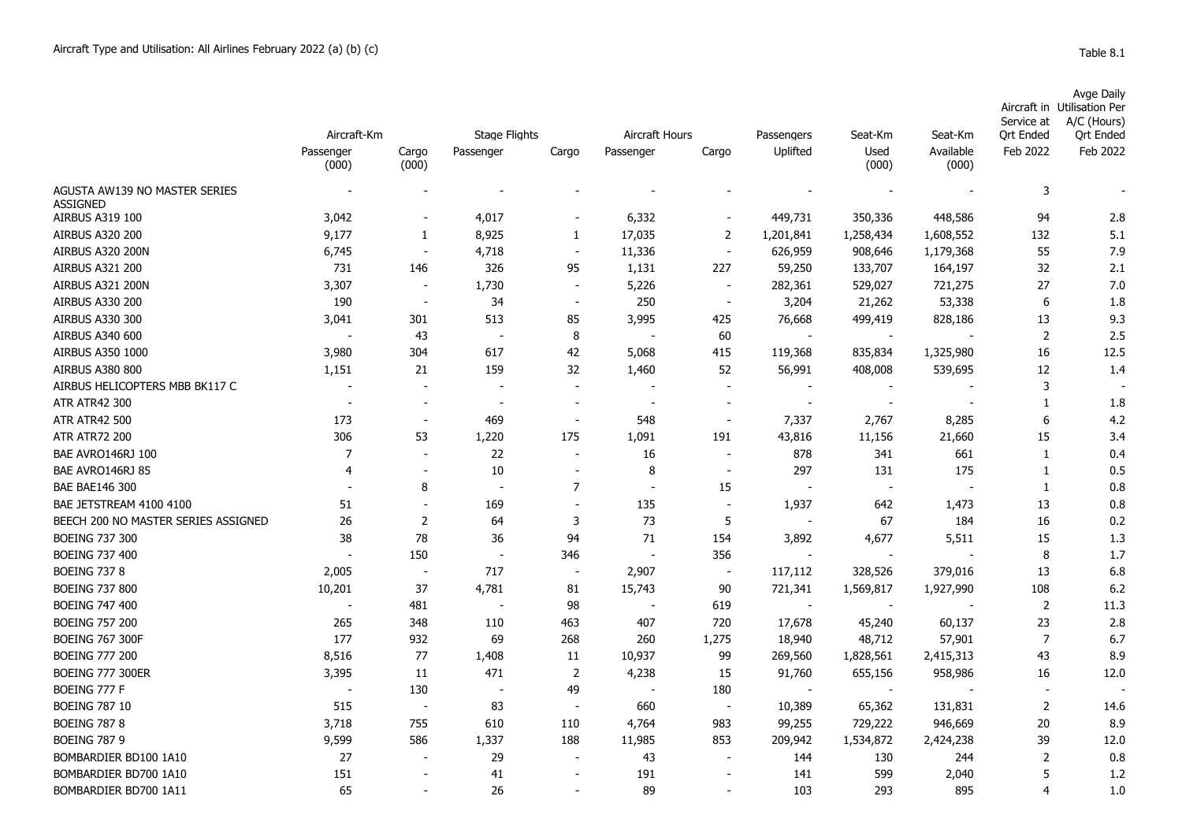Aircraft Type and Utilisation: All Airlines February 2022 (a) (b) (c)

Table 8.1

| | Aircraft-Km | | Stage Flights | | Aircraft Hours | | Passengers | Seat-Km | Seat-Km | Aircraft in Service at Qrt Ended | Avge Daily Utilisation Per A/C (Hours) Qrt Ended |
|---|---|---|---|---|---|---|---|---|---|---|---|
| | Passenger (000) | Cargo (000) | Passenger | Cargo | Passenger | Cargo | Uplifted | Used (000) | Available (000) | Feb 2022 | Feb 2022 |
| AGUSTA AW139 NO MASTER SERIES ASSIGNED | - | - | - | - | - | - | - | - | - | 3 | - |
| AIRBUS A319 100 | 3,042 | - | 4,017 | - | 6,332 | - | 449,731 | 350,336 | 448,586 | 94 | 2.8 |
| AIRBUS A320 200 | 9,177 | 1 | 8,925 | 1 | 17,035 | 2 | 1,201,841 | 1,258,434 | 1,608,552 | 132 | 5.1 |
| AIRBUS A320 200N | 6,745 | - | 4,718 | - | 11,336 | - | 626,959 | 908,646 | 1,179,368 | 55 | 7.9 |
| AIRBUS A321 200 | 731 | 146 | 326 | 95 | 1,131 | 227 | 59,250 | 133,707 | 164,197 | 32 | 2.1 |
| AIRBUS A321 200N | 3,307 | - | 1,730 | - | 5,226 | - | 282,361 | 529,027 | 721,275 | 27 | 7.0 |
| AIRBUS A330 200 | 190 | - | 34 | - | 250 | - | 3,204 | 21,262 | 53,338 | 6 | 1.8 |
| AIRBUS A330 300 | 3,041 | 301 | 513 | 85 | 3,995 | 425 | 76,668 | 499,419 | 828,186 | 13 | 9.3 |
| AIRBUS A340 600 | - | 43 | - | 8 | - | 60 | - | - | - | 2 | 2.5 |
| AIRBUS A350 1000 | 3,980 | 304 | 617 | 42 | 5,068 | 415 | 119,368 | 835,834 | 1,325,980 | 16 | 12.5 |
| AIRBUS A380 800 | 1,151 | 21 | 159 | 32 | 1,460 | 52 | 56,991 | 408,008 | 539,695 | 12 | 1.4 |
| AIRBUS HELICOPTERS MBB BK117 C | - | - | - | - | - | - | - | - | - | 3 | - |
| ATR ATR42 300 | - | - | - | - | - | - | - | - | - | 1 | 1.8 |
| ATR ATR42 500 | 173 | - | 469 | - | 548 | - | 7,337 | 2,767 | 8,285 | 6 | 4.2 |
| ATR ATR72 200 | 306 | 53 | 1,220 | 175 | 1,091 | 191 | 43,816 | 11,156 | 21,660 | 15 | 3.4 |
| BAE AVRO146RJ 100 | 7 | - | 22 | - | 16 | - | 878 | 341 | 661 | 1 | 0.4 |
| BAE AVRO146RJ 85 | 4 | - | 10 | - | 8 | - | 297 | 131 | 175 | 1 | 0.5 |
| BAE BAE146 300 | - | 8 | - | 7 | - | 15 | - | - | - | 1 | 0.8 |
| BAE JETSTREAM 4100 4100 | 51 | - | 169 | - | 135 | - | 1,937 | 642 | 1,473 | 13 | 0.8 |
| BEECH 200 NO MASTER SERIES ASSIGNED | 26 | 2 | 64 | 3 | 73 | 5 | - | 67 | 184 | 16 | 0.2 |
| BOEING 737 300 | 38 | 78 | 36 | 94 | 71 | 154 | 3,892 | 4,677 | 5,511 | 15 | 1.3 |
| BOEING 737 400 | - | 150 | - | 346 | - | 356 | - | - | - | 8 | 1.7 |
| BOEING 737 8 | 2,005 | - | 717 | - | 2,907 | - | 117,112 | 328,526 | 379,016 | 13 | 6.8 |
| BOEING 737 800 | 10,201 | 37 | 4,781 | 81 | 15,743 | 90 | 721,341 | 1,569,817 | 1,927,990 | 108 | 6.2 |
| BOEING 747 400 | - | 481 | - | 98 | - | 619 | - | - | - | 2 | 11.3 |
| BOEING 757 200 | 265 | 348 | 110 | 463 | 407 | 720 | 17,678 | 45,240 | 60,137 | 23 | 2.8 |
| BOEING 767 300F | 177 | 932 | 69 | 268 | 260 | 1,275 | 18,940 | 48,712 | 57,901 | 7 | 6.7 |
| BOEING 777 200 | 8,516 | 77 | 1,408 | 11 | 10,937 | 99 | 269,560 | 1,828,561 | 2,415,313 | 43 | 8.9 |
| BOEING 777 300ER | 3,395 | 11 | 471 | 2 | 4,238 | 15 | 91,760 | 655,156 | 958,986 | 16 | 12.0 |
| BOEING 777 F | - | 130 | - | 49 | - | 180 | - | - | - | - | - |
| BOEING 787 10 | 515 | - | 83 | - | 660 | - | 10,389 | 65,362 | 131,831 | 2 | 14.6 |
| BOEING 787 8 | 3,718 | 755 | 610 | 110 | 4,764 | 983 | 99,255 | 729,222 | 946,669 | 20 | 8.9 |
| BOEING 787 9 | 9,599 | 586 | 1,337 | 188 | 11,985 | 853 | 209,942 | 1,534,872 | 2,424,238 | 39 | 12.0 |
| BOMBARDIER BD100 1A10 | 27 | - | 29 | - | 43 | - | 144 | 130 | 244 | 2 | 0.8 |
| BOMBARDIER BD700 1A10 | 151 | - | 41 | - | 191 | - | 141 | 599 | 2,040 | 5 | 1.2 |
| BOMBARDIER BD700 1A11 | 65 | - | 26 | - | 89 | - | 103 | 293 | 895 | 4 | 1.0 |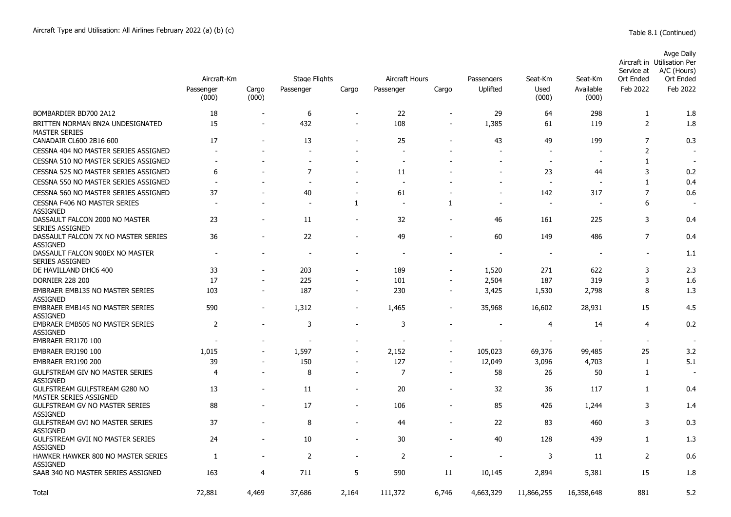Aircraft Type and Utilisation: All Airlines February 2022 (a) (b) (c)

Table 8.1 (Continued)

| | Aircraft-Km | | Stage Flights | | Aircraft Hours | | Passengers | Seat-Km | Seat-Km | Aircraft in Service at Qrt Ended | Avge Daily Utilisation Per A/C (Hours) Qrt Ended |
|---|---|---|---|---|---|---|---|---|---|---|---|
| | Passenger (000) | Cargo (000) | Passenger | Cargo | Passenger | Cargo | Uplifted | Used (000) | Available (000) | Feb 2022 | Feb 2022 |
| BOMBARDIER BD700 2A12 | 18 | - | 6 | - | 22 | - | 29 | 64 | 298 | 1 | 1.8 |
| BRITTEN NORMAN BN2A UNDESIGNATED MASTER SERIES | 15 | - | 432 | - | 108 | - | 1,385 | 61 | 119 | 2 | 1.8 |
| CANADAIR CL600 2B16 600 | 17 | - | 13 | - | 25 | - | 43 | 49 | 199 | 7 | 0.3 |
| CESSNA 404 NO MASTER SERIES ASSIGNED | - | - | - | - | - | - | - | - | - | 2 | - |
| CESSNA 510 NO MASTER SERIES ASSIGNED | - | - | - | - | - | - | - | - | - | 1 | - |
| CESSNA 525 NO MASTER SERIES ASSIGNED | 6 | - | 7 | - | 11 | - | - | 23 | 44 | 3 | 0.2 |
| CESSNA 550 NO MASTER SERIES ASSIGNED | - | - | - | - | - | - | - | - | - | 1 | 0.4 |
| CESSNA 560 NO MASTER SERIES ASSIGNED | 37 | - | 40 | - | 61 | - | - | 142 | 317 | 7 | 0.6 |
| CESSNA F406 NO MASTER SERIES ASSIGNED | - | - | - | 1 | - | 1 | - | - | - | 6 | - |
| DASSAULT FALCON 2000 NO MASTER SERIES ASSIGNED | 23 | - | 11 | - | 32 | - | 46 | 161 | 225 | 3 | 0.4 |
| DASSAULT FALCON 7X NO MASTER SERIES ASSIGNED | 36 | - | 22 | - | 49 | - | 60 | 149 | 486 | 7 | 0.4 |
| DASSAULT FALCON 900EX NO MASTER SERIES ASSIGNED | - | - | - | - | - | - | - | - | - | - | 1.1 |
| DE HAVILLAND DHC6 400 | 33 | - | 203 | - | 189 | - | 1,520 | 271 | 622 | 3 | 2.3 |
| DORNIER 228 200 | 17 | - | 225 | - | 101 | - | 2,504 | 187 | 319 | 3 | 1.6 |
| EMBRAER EMB135 NO MASTER SERIES ASSIGNED | 103 | - | 187 | - | 230 | - | 3,425 | 1,530 | 2,798 | 8 | 1.3 |
| EMBRAER EMB145 NO MASTER SERIES ASSIGNED | 590 | - | 1,312 | - | 1,465 | - | 35,968 | 16,602 | 28,931 | 15 | 4.5 |
| EMBRAER EMB505 NO MASTER SERIES ASSIGNED | 2 | - | 3 | - | 3 | - | - | 4 | 14 | 4 | 0.2 |
| EMBRAER ERJ170 100 | - | - | - | - | - | - | - | - | - | - | - |
| EMBRAER ERJ190 100 | 1,015 | - | 1,597 | - | 2,152 | - | 105,023 | 69,376 | 99,485 | 25 | 3.2 |
| EMBRAER ERJ190 200 | 39 | - | 150 | - | 127 | - | 12,049 | 3,096 | 4,703 | 1 | 5.1 |
| GULFSTREAM GIV NO MASTER SERIES ASSIGNED | 4 | - | 8 | - | 7 | - | 58 | 26 | 50 | 1 | - |
| GULFSTREAM GULFSTREAM G280 NO MASTER SERIES ASSIGNED | 13 | - | 11 | - | 20 | - | 32 | 36 | 117 | 1 | 0.4 |
| GULFSTREAM GV NO MASTER SERIES ASSIGNED | 88 | - | 17 | - | 106 | - | 85 | 426 | 1,244 | 3 | 1.4 |
| GULFSTREAM GVI NO MASTER SERIES ASSIGNED | 37 | - | 8 | - | 44 | - | 22 | 83 | 460 | 3 | 0.3 |
| GULFSTREAM GVII NO MASTER SERIES ASSIGNED | 24 | - | 10 | - | 30 | - | 40 | 128 | 439 | 1 | 1.3 |
| HAWKER HAWKER 800 NO MASTER SERIES ASSIGNED | 1 | - | 2 | - | 2 | - | - | 3 | 11 | 2 | 0.6 |
| SAAB 340 NO MASTER SERIES ASSIGNED | 163 | 4 | 711 | 5 | 590 | 11 | 10,145 | 2,894 | 5,381 | 15 | 1.8 |
| Total | 72,881 | 4,469 | 37,686 | 2,164 | 111,372 | 6,746 | 4,663,329 | 11,866,255 | 16,358,648 | 881 | 5.2 |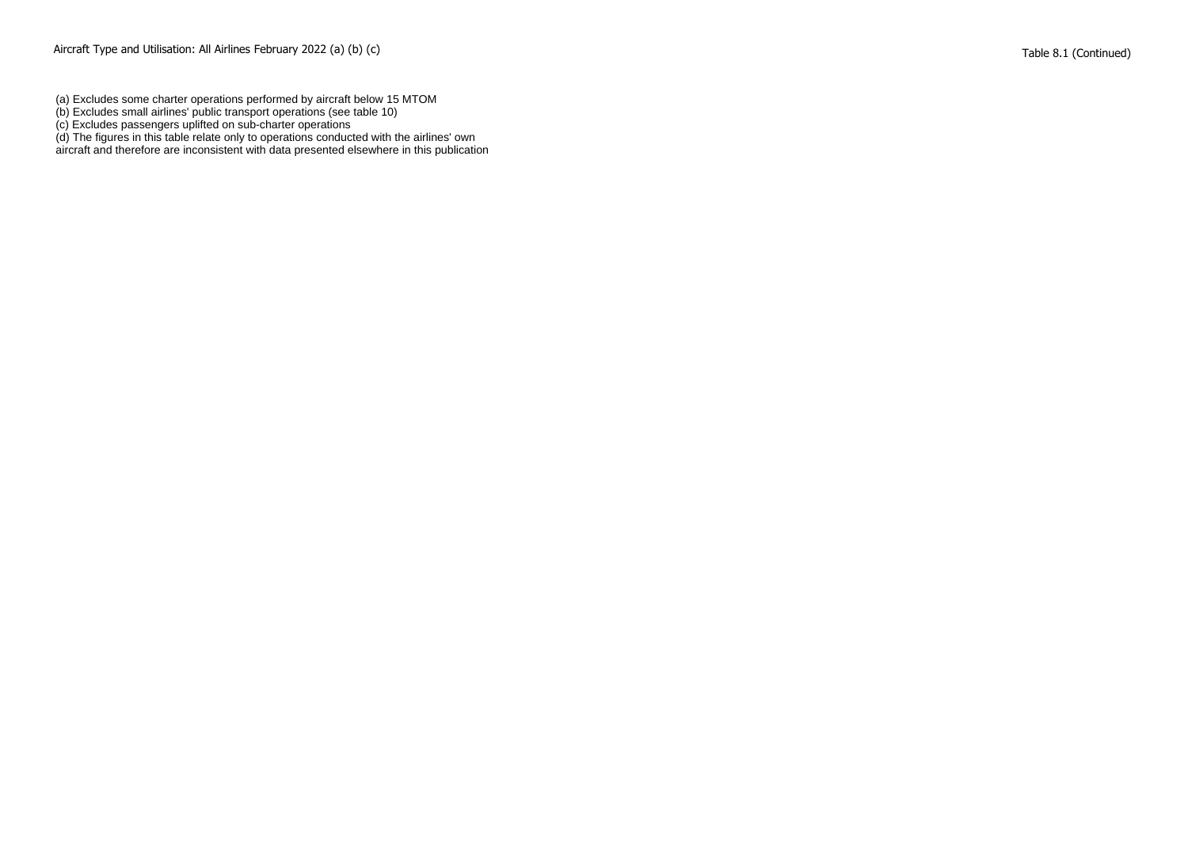Aircraft Type and Utilisation: All Airlines February 2022 (a) (b) (c)

Table 8.1 (Continued)

(a) Excludes some charter operations performed by aircraft below 15 MTOM
(b) Excludes small airlines' public transport operations (see table 10)
(c) Excludes passengers uplifted on sub-charter operations
(d) The figures in this table relate only to operations conducted with the airlines' own aircraft and therefore are inconsistent with data presented elsewhere in this publication